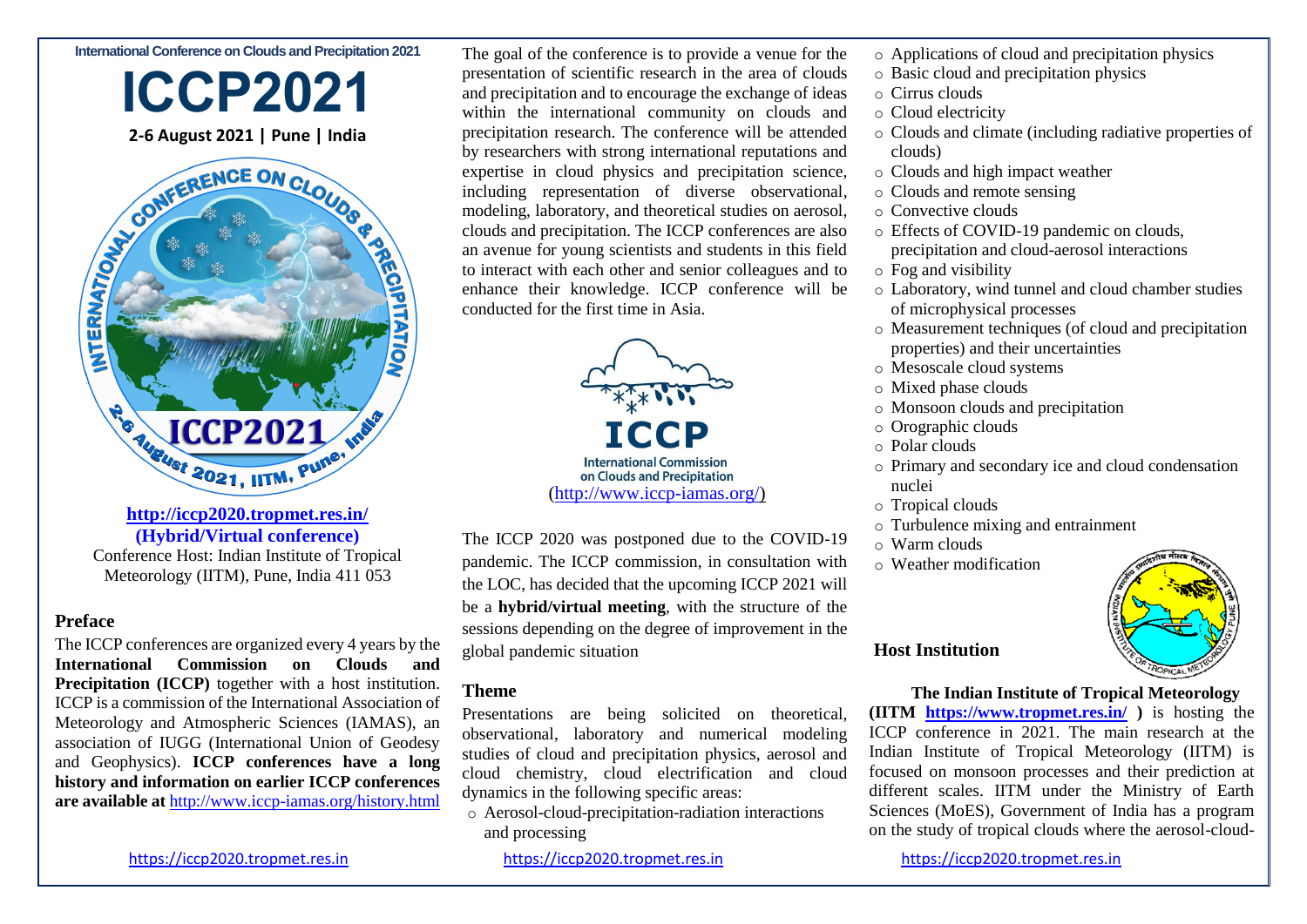International Conference on Clouds and Precipitation 2021

# ICCP2021

**2-6 August 2021 | Pune | India**

**http://iccp2020.tropmet.res.in/**
**(Hybrid/Virtual conference)**
Conference Host: Indian Institute of Tropical Meteorology (IITM), Pune, India 411 053

## Preface

The ICCP conferences are organized every 4 years by the **International Commission on Clouds and Precipitation (ICCP)** together with a host institution. ICCP is a commission of the International Association of Meteorology and Atmospheric Sciences (IAMAS), an association of IUGG (International Union of Geodesy and Geophysics). **ICCP conferences have a long history and information on earlier ICCP conferences are available at** http://www.iccp-iamas.org/history.html

The goal of the conference is to provide a venue for the presentation of scientific research in the area of clouds and precipitation and to encourage the exchange of ideas within the international community on clouds and precipitation research. The conference will be attended by researchers with strong international reputations and expertise in cloud physics and precipitation science, including representation of diverse observational, modeling, laboratory, and theoretical studies on aerosol, clouds and precipitation. The ICCP conferences are also an avenue for young scientists and students in this field to interact with each other and senior colleagues and to enhance their knowledge. ICCP conference will be conducted for the first time in Asia.

ICCP
International Commission on Clouds and Precipitation
(http://www.iccp-iamas.org/)

The ICCP 2020 was postponed due to the COVID-19 pandemic. The ICCP commission, in consultation with the LOC, has decided that the upcoming ICCP 2021 will be a **hybrid/virtual meeting**, with the structure of the sessions depending on the degree of improvement in the global pandemic situation

## Theme

Presentations are being solicited on theoretical, observational, laboratory and numerical modeling studies of cloud and precipitation physics, aerosol and cloud chemistry, cloud electrification and cloud dynamics in the following specific areas:

- Aerosol-cloud-precipitation-radiation interactions and processing
- Applications of cloud and precipitation physics
- Basic cloud and precipitation physics
- Cirrus clouds
- Cloud electricity
- Clouds and climate (including radiative properties of clouds)
- Clouds and high impact weather
- Clouds and remote sensing
- Convective clouds
- Effects of COVID-19 pandemic on clouds, precipitation and cloud-aerosol interactions
- Fog and visibility
- Laboratory, wind tunnel and cloud chamber studies of microphysical processes
- Measurement techniques (of cloud and precipitation properties) and their uncertainties
- Mesoscale cloud systems
- Mixed phase clouds
- Monsoon clouds and precipitation
- Orographic clouds
- Polar clouds
- Primary and secondary ice and cloud condensation nuclei
- Tropical clouds
- Turbulence mixing and entrainment
- Warm clouds
- Weather modification

## Host Institution

**The Indian Institute of Tropical Meteorology (IITM https://www.tropmet.res.in/ )** is hosting the ICCP conference in 2021. The main research at the Indian Institute of Tropical Meteorology (IITM) is focused on monsoon processes and their prediction at different scales. IITM under the Ministry of Earth Sciences (MoES), Government of India has a program on the study of tropical clouds where the aerosol-cloud-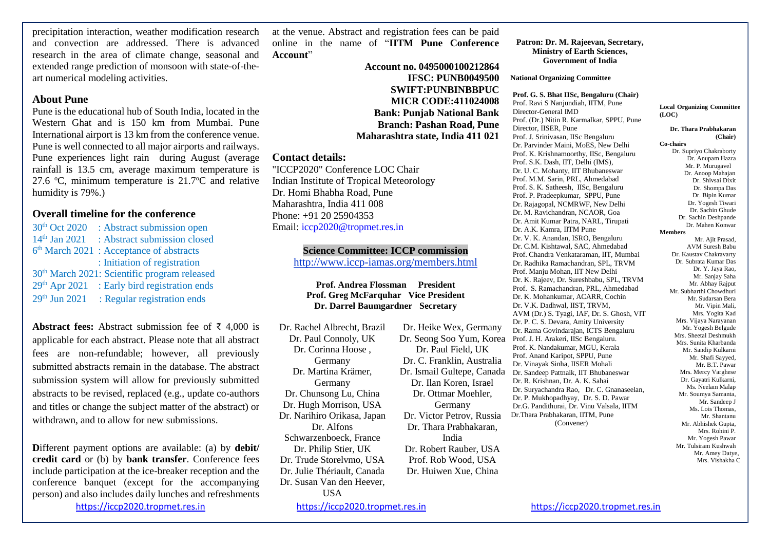precipitation interaction, weather modification research and convection are addressed. There is advanced research in the area of climate change, seasonal and extended range prediction of monsoon with state-of-the-art numerical modeling activities.

## About Pune

Pune is the educational hub of South India, located in the Western Ghat and is 150 km from Mumbai. Pune International airport is 13 km from the conference venue. Pune is well connected to all major airports and railways. Pune experiences light rain during August (average rainfall is 13.5 cm, average maximum temperature is 27.6 ºC, minimum temperature is 21.7ºC and relative humidity is 79%.)

## Overall timeline for the conference

30th Oct 2020 : Abstract submission open
14th Jan 2021 : Abstract submission closed
6th March 2021 : Acceptance of abstracts
: Initiation of registration
30th March 2021: Scientific program released
29th Apr 2021 : Early bird registration ends
29th Jun 2021 : Regular registration ends

**Abstract fees:** Abstract submission fee of ₹ 4,000 is applicable for each abstract. Please note that all abstract fees are non-refundable; however, all previously submitted abstracts remain in the database. The abstract submission system will allow for previously submitted abstracts to be revised, replaced (e.g., update co-authors and titles or change the subject matter of the abstract) or withdrawn, and to allow for new submissions.

**D**ifferent payment options are available: (a) by **debit/ credit card** or (b) by **bank transfer**. Conference fees include participation at the ice-breaker reception and the conference banquet (except for the accompanying person) and also includes daily lunches and refreshments at the venue. Abstract and registration fees can be paid online in the name of "**IITM Pune Conference Account**"

**Account no. 0495000100212864**
**IFSC: PUNB0049500**
**SWIFT:PUNBINBBPUC**
**MICR CODE:411024008**
**Bank: Punjab National Bank**
**Branch: Pashan Road, Pune**
**Maharashtra state, India 411 021**

## Contact details:

"ICCP2020" Conference LOC Chair
Indian Institute of Tropical Meteorology
Dr. Homi Bhabha Road, Pune
Maharashtra, India 411 008
Phone: +91 20 25904353
Email: iccp2020@tropmet.res.in

### Science Committee: ICCP commission

http://www.iccp-iamas.org/members.html

**Prof. Andrea Flossman President**
**Prof. Greg McFarquhar Vice President**
**Dr. Darrel Baumgardner Secretary**

Dr. Rachel Albrecht, Brazil
Dr. Paul Connoly, UK
Dr. Corinna Hoose, Germany
Dr. Martina Krämer, Germany
Dr. Chunsong Lu, China
Dr. Hugh Morrison, USA
Dr. Narihiro Orikasa, Japan
Dr. Alfons Schwarzenboeck, France
Dr. Philip Stier, UK
Dr. Trude Storelvmo, USA
Dr. Julie Thériault, Canada
Dr. Susan Van den Heever, USA
Dr. Heike Wex, Germany
Dr. Seong Soo Yum, Korea
Dr. Paul Field, UK
Dr. C. Franklin, Australia
Dr. Ismail Gultepe, Canada
Dr. Ilan Koren, Israel
Dr. Ottmar Moehler, Germany
Dr. Victor Petrov, Russia
Dr. Thara Prabhakaran, India
Dr. Robert Rauber, USA
Prof. Rob Wood, USA
Dr. Huiwen Xue, China

**Patron: Dr. M. Rajeevan, Secretary, Ministry of Earth Sciences, Government of India**

**National Organizing Committee**

**Prof. G. S. Bhat IISc, Bengaluru (Chair)**
Prof. Ravi S Nanjundiah, IITM, Pune
Director-General IMD
Prof. (Dr.) Nitin R. Karmalkar, SPPU, Pune
Director, IISER, Pune
Prof. J. Srinivasan, IISc Bengaluru
Dr. Parvinder Maini, MoES, New Delhi
Prof. K. Krishnamoorthy, IISc, Bengaluru
Prof. S.K. Dash, IIT, Delhi (IMS),
Dr. U. C. Mohanty, IIT Bhubaneswar
Prof. M.M. Sarin, PRL, Ahmedabad
Prof. S. K. Satheesh, IISc, Bengaluru
Prof. P. Pradeepkumar, SPPU, Pune
Dr. Rajagopal, NCMRWF, New Delhi
Dr. M. Ravichandran, NCAOR, Goa
Dr. Amit Kumar Patra, NARL, Tirupati
Dr. A.K. Kamra, IITM Pune
Dr. V. K. Anandan, ISRO, Bengaluru
Dr. C.M. Kishtawal, SAC, Ahmedabad
Prof. Chandra Venkataraman, IIT, Mumbai
Dr. Radhika Ramachandran, SPL, TRVM
Prof. Manju Mohan, IIT New Delhi
Dr. K. Rajeev, Dr. Sureshbabu, SPL, TRVM
Prof. S. Ramachandran, PRL, Ahmedabad
Dr. K. Mohankumar, ACARR, Cochin
Dr. V.K. Dadhwal, IIST, TRVM,
AVM (Dr.) S. Tyagi, IAF, Dr. S. Ghosh, VIT
Dr. P. C. S. Devara, Amity University
Dr. Rama Govindarajan, ICTS Bengaluru
Prof. J. H. Arakeri, IISc Bengaluru.
Prof. K. Nandakumar, MGU, Kerala
Prof. Anand Karipot, SPPU, Pune
Dr. Vinayak Sinha, IISER Mohali
Dr. Sandeep Pattnaik, IIT Bhubaneswar
Dr. R. Krishnan, Dr. A. K. Sahai
Dr. Suryachandra Rao, Dr. C. Gnanaseelan,
Dr. P. Mukhopadhyay, Dr. S. D. Pawar
Dr.G. Pandithurai, Dr. Vinu Valsala, IITM
Dr.Thara Prabhakaran, IITM, Pune
(Convener)

**Local Organizing Committee (LOC)**

**Dr. Thara Prabhakaran (Chair)**

**Co-chairs**
Dr. Supriyo Chakraborty
Dr. Anupam Hazra
Mr. P. Murugavel
Dr. Anoop Mahajan
Dr. Shivsai Dixit
Dr. Shompa Das
Dr. Bipin Kumar
Dr. Yogesh Tiwari
Dr. Sachin Ghude
Dr. Sachin Deshpande
Dr. Mahen Konwar

**Members**
Mr. Ajit Prasad,
AVM Suresh Babu
Dr. Kaustav Chakravarty
Dr. Subrata Kumar Das
Dr. Y. Jaya Rao,
Mr. Sanjay Saha
Mr. Abhay Rajput
Mr. Subharthi Chowdhuri
Mr. Sudarsan Bera
Mr. Vipin Mali,
Mrs. Yogita Kad
Mrs. Vijaya Narayanan
Mr. Yogesh Belgude
Mrs. Sheetal Deshmukh
Mrs. Sunita Kharbanda
Mr. Sandip Kulkarni
Mr. Shafi Sayyed,
Mr. B.T. Pawar
Mrs. Mercy Varghese
Dr. Gayatri Kulkarni,
Ms. Neelam Malap
Mr. Soumya Samanta,
Mr. Sandeep J
Ms. Lois Thomas,
Mr. Shantanu
Mr. Abhishek Gupta,
Mrs. Rohini P.
Mr. Yogesh Pawar
Mr. Tulsiram Kushwah
Mr. Amey Datye,
Mrs. Vishakha C

https://iccp2020.tropmet.res.in